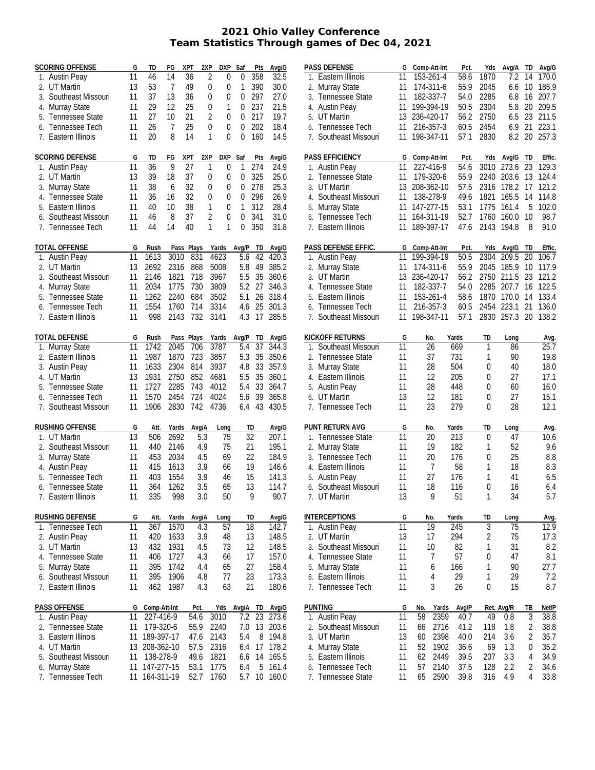# 2021 Ohio Valley Conference
## Team Statistics Through games of Dec 04, 2021

| SCORING OFFENSE | G | TD | FG | XPT | 2XP | DXP | Saf | Pts | Avg/G |
|---|---|---|---|---|---|---|---|---|---|
| 1. Austin Peay | 11 | 46 | 14 | 36 | 2 | 0 | 0 | 358 | 32.5 |
| 2. UT Martin | 13 | 53 | 7 | 49 | 0 | 0 | 1 | 390 | 30.0 |
| 3. Southeast Missouri | 11 | 37 | 13 | 36 | 0 | 0 | 0 | 297 | 27.0 |
| 4. Murray State | 11 | 29 | 12 | 25 | 0 | 1 | 0 | 237 | 21.5 |
| 5. Tennessee State | 11 | 27 | 10 | 21 | 2 | 0 | 0 | 217 | 19.7 |
| 6. Tennessee Tech | 11 | 26 | 7 | 25 | 0 | 0 | 0 | 202 | 18.4 |
| 7. Eastern Illinois | 11 | 20 | 8 | 14 | 1 | 0 | 0 | 160 | 14.5 |

| SCORING DEFENSE | G | TD | FG | XPT | 2XP | DXP | Saf | Pts | Avg/G |
|---|---|---|---|---|---|---|---|---|---|
| 1. Austin Peay | 11 | 36 | 9 | 27 | 1 | 0 | 1 | 274 | 24.9 |
| 2. UT Martin | 13 | 39 | 18 | 37 | 0 | 0 | 0 | 325 | 25.0 |
| 3. Murray State | 11 | 38 | 6 | 32 | 0 | 0 | 0 | 278 | 25.3 |
| 4. Tennessee State | 11 | 36 | 16 | 32 | 0 | 0 | 0 | 296 | 26.9 |
| 5. Eastern Illinois | 11 | 40 | 10 | 38 | 1 | 0 | 1 | 312 | 28.4 |
| 6. Southeast Missouri | 11 | 46 | 8 | 37 | 2 | 0 | 0 | 341 | 31.0 |
| 7. Tennessee Tech | 11 | 44 | 14 | 40 | 1 | 1 | 0 | 350 | 31.8 |

| TOTAL OFFENSE | G | Rush | Pass | Plays | Yards | Avg/P | TD | Avg/G |
|---|---|---|---|---|---|---|---|---|
| 1. Austin Peay | 11 | 1613 | 3010 | 831 | 4623 | 5.6 | 42 | 420.3 |
| 2. UT Martin | 13 | 2692 | 2316 | 868 | 5008 | 5.8 | 49 | 385.2 |
| 3. Southeast Missouri | 11 | 2146 | 1821 | 718 | 3967 | 5.5 | 35 | 360.6 |
| 4. Murray State | 11 | 2034 | 1775 | 730 | 3809 | 5.2 | 27 | 346.3 |
| 5. Tennessee State | 11 | 1262 | 2240 | 684 | 3502 | 5.1 | 26 | 318.4 |
| 6. Tennessee Tech | 11 | 1554 | 1760 | 714 | 3314 | 4.6 | 25 | 301.3 |
| 7. Eastern Illinois | 11 | 998 | 2143 | 732 | 3141 | 4.3 | 17 | 285.5 |

| TOTAL DEFENSE | G | Rush | Pass | Plays | Yards | Avg/P | TD | Avg/G |
|---|---|---|---|---|---|---|---|---|
| 1. Murray State | 11 | 1742 | 2045 | 706 | 3787 | 5.4 | 37 | 344.3 |
| 2. Eastern Illinois | 11 | 1987 | 1870 | 723 | 3857 | 5.3 | 35 | 350.6 |
| 3. Austin Peay | 11 | 1633 | 2304 | 814 | 3937 | 4.8 | 33 | 357.9 |
| 4. UT Martin | 13 | 1931 | 2750 | 852 | 4681 | 5.5 | 35 | 360.1 |
| 5. Tennessee State | 11 | 1727 | 2285 | 743 | 4012 | 5.4 | 33 | 364.7 |
| 6. Tennessee Tech | 11 | 1570 | 2454 | 724 | 4024 | 5.6 | 39 | 365.8 |
| 7. Southeast Missouri | 11 | 1906 | 2830 | 742 | 4736 | 6.4 | 43 | 430.5 |

| RUSHING OFFENSE | G | Att. | Yards | Avg/A | Long | TD | Avg/G |
|---|---|---|---|---|---|---|---|
| 1. UT Martin | 13 | 506 | 2692 | 5.3 | 75 | 32 | 207.1 |
| 2. Southeast Missouri | 11 | 440 | 2146 | 4.9 | 75 | 21 | 195.1 |
| 3. Murray State | 11 | 453 | 2034 | 4.5 | 69 | 22 | 184.9 |
| 4. Austin Peay | 11 | 415 | 1613 | 3.9 | 66 | 19 | 146.6 |
| 5. Tennessee Tech | 11 | 403 | 1554 | 3.9 | 46 | 15 | 141.3 |
| 6. Tennessee State | 11 | 364 | 1262 | 3.5 | 65 | 13 | 114.7 |
| 7. Eastern Illinois | 11 | 335 | 998 | 3.0 | 50 | 9 | 90.7 |

| RUSHING DEFENSE | G | Att. | Yards | Avg/A | Long | TD | Avg/G |
|---|---|---|---|---|---|---|---|
| 1. Tennessee Tech | 11 | 367 | 1570 | 4.3 | 57 | 18 | 142.7 |
| 2. Austin Peay | 11 | 420 | 1633 | 3.9 | 48 | 13 | 148.5 |
| 3. UT Martin | 13 | 432 | 1931 | 4.5 | 73 | 12 | 148.5 |
| 4. Tennessee State | 11 | 406 | 1727 | 4.3 | 66 | 17 | 157.0 |
| 5. Murray State | 11 | 395 | 1742 | 4.4 | 65 | 27 | 158.4 |
| 6. Southeast Missouri | 11 | 395 | 1906 | 4.8 | 77 | 23 | 173.3 |
| 7. Eastern Illinois | 11 | 462 | 1987 | 4.3 | 63 | 21 | 180.6 |

| PASS OFFENSE | G | Comp-Att-Int | Pct. | Yds | Avg/A | TD | Avg/G |
|---|---|---|---|---|---|---|---|
| 1. Austin Peay | 11 | 227-416-9 | 54.6 | 3010 | 7.2 | 23 | 273.6 |
| 2. Tennessee State | 11 | 179-320-6 | 55.9 | 2240 | 7.0 | 13 | 203.6 |
| 3. Eastern Illinois | 11 | 189-397-17 | 47.6 | 2143 | 5.4 | 8 | 194.8 |
| 4. UT Martin | 13 | 208-362-10 | 57.5 | 2316 | 6.4 | 17 | 178.2 |
| 5. Southeast Missouri | 11 | 138-278-9 | 49.6 | 1821 | 6.6 | 14 | 165.5 |
| 6. Murray State | 11 | 147-277-15 | 53.1 | 1775 | 6.4 | 5 | 161.4 |
| 7. Tennessee Tech | 11 | 164-311-19 | 52.7 | 1760 | 5.7 | 10 | 160.0 |

| PASS DEFENSE | G | Comp-Att-Int | Pct. | Yds | Avg/A | TD | Avg/G |
|---|---|---|---|---|---|---|---|
| 1. Eastern Illinois | 11 | 153-261-4 | 58.6 | 1870 | 7.2 | 14 | 170.0 |
| 2. Murray State | 11 | 174-311-6 | 55.9 | 2045 | 6.6 | 10 | 185.9 |
| 3. Tennessee State | 11 | 182-337-7 | 54.0 | 2285 | 6.8 | 16 | 207.7 |
| 4. Austin Peay | 11 | 199-394-19 | 50.5 | 2304 | 5.8 | 20 | 209.5 |
| 5. UT Martin | 13 | 236-420-17 | 56.2 | 2750 | 6.5 | 23 | 211.5 |
| 6. Tennessee Tech | 11 | 216-357-3 | 60.5 | 2454 | 6.9 | 21 | 223.1 |
| 7. Southeast Missouri | 11 | 198-347-11 | 57.1 | 2830 | 8.2 | 20 | 257.3 |

| PASS EFFICIENCY | G | Comp-Att-Int | Pct. | Yds | Avg/G | TD | Effic. |
|---|---|---|---|---|---|---|---|
| 1. Austin Peay | 11 | 227-416-9 | 54.6 | 3010 | 273.6 | 23 | 129.3 |
| 2. Tennessee State | 11 | 179-320-6 | 55.9 | 2240 | 203.6 | 13 | 124.4 |
| 3. UT Martin | 13 | 208-362-10 | 57.5 | 2316 | 178.2 | 17 | 121.2 |
| 4. Southeast Missouri | 11 | 138-278-9 | 49.6 | 1821 | 165.5 | 14 | 114.8 |
| 5. Murray State | 11 | 147-277-15 | 53.1 | 1775 | 161.4 | 5 | 102.0 |
| 6. Tennessee Tech | 11 | 164-311-19 | 52.7 | 1760 | 160.0 | 10 | 98.7 |
| 7. Eastern Illinois | 11 | 189-397-17 | 47.6 | 2143 | 194.8 | 8 | 91.0 |

| PASS DEFENSE EFFIC. | G | Comp-Att-Int | Pct. | Yds | Avg/G | TD | Effic. |
|---|---|---|---|---|---|---|---|
| 1. Austin Peay | 11 | 199-394-19 | 50.5 | 2304 | 209.5 | 20 | 106.7 |
| 2. Murray State | 11 | 174-311-6 | 55.9 | 2045 | 185.9 | 10 | 117.9 |
| 3. UT Martin | 13 | 236-420-17 | 56.2 | 2750 | 211.5 | 23 | 121.2 |
| 4. Tennessee State | 11 | 182-337-7 | 54.0 | 2285 | 207.7 | 16 | 122.5 |
| 5. Eastern Illinois | 11 | 153-261-4 | 58.6 | 1870 | 170.0 | 14 | 133.4 |
| 6. Tennessee Tech | 11 | 216-357-3 | 60.5 | 2454 | 223.1 | 21 | 136.0 |
| 7. Southeast Missouri | 11 | 198-347-11 | 57.1 | 2830 | 257.3 | 20 | 138.2 |

| KICKOFF RETURNS | G | No. | Yards | TD | Long | Avg. |
|---|---|---|---|---|---|---|
| 1. Southeast Missouri | 11 | 26 | 669 | 1 | 86 | 25.7 |
| 2. Tennessee State | 11 | 37 | 731 | 1 | 90 | 19.8 |
| 3. Murray State | 11 | 28 | 504 | 0 | 40 | 18.0 |
| 4. Eastern Illinois | 11 | 12 | 205 | 0 | 27 | 17.1 |
| 5. Austin Peay | 11 | 28 | 448 | 0 | 60 | 16.0 |
| 6. UT Martin | 13 | 12 | 181 | 0 | 27 | 15.1 |
| 7. Tennessee Tech | 11 | 23 | 279 | 0 | 28 | 12.1 |

| PUNT RETURN AVG | G | No. | Yards | TD | Long | Avg. |
|---|---|---|---|---|---|---|
| 1. Tennessee State | 11 | 20 | 213 | 0 | 47 | 10.6 |
| 2. Murray State | 11 | 19 | 182 | 1 | 52 | 9.6 |
| 3. Tennessee Tech | 11 | 20 | 176 | 0 | 25 | 8.8 |
| 4. Eastern Illinois | 11 | 7 | 58 | 1 | 18 | 8.3 |
| 5. Austin Peay | 11 | 27 | 176 | 1 | 41 | 6.5 |
| 6. Southeast Missouri | 11 | 18 | 116 | 0 | 16 | 6.4 |
| 7. UT Martin | 13 | 9 | 51 | 1 | 34 | 5.7 |

| INTERCEPTIONS | G | No. | Yards | TD | Long | Avg. |
|---|---|---|---|---|---|---|
| 1. Austin Peay | 11 | 19 | 245 | 3 | 75 | 12.9 |
| 2. UT Martin | 13 | 17 | 294 | 2 | 75 | 17.3 |
| 3. Southeast Missouri | 11 | 10 | 82 | 1 | 31 | 8.2 |
| 4. Tennessee State | 11 | 7 | 57 | 0 | 47 | 8.1 |
| 5. Murray State | 11 | 6 | 166 | 1 | 90 | 27.7 |
| 6. Eastern Illinois | 11 | 4 | 29 | 1 | 29 | 7.2 |
| 7. Tennessee Tech | 11 | 3 | 26 | 0 | 15 | 8.7 |

| PUNTING | G | No. | Yards | Avg/P | Ret. | Avg/R | TB | Net/P |
|---|---|---|---|---|---|---|---|---|
| 1. Austin Peay | 11 | 58 | 2359 | 40.7 | 49 | 0.8 | 3 | 38.8 |
| 2. Southeast Missouri | 11 | 66 | 2716 | 41.2 | 118 | 1.8 | 2 | 38.8 |
| 3. UT Martin | 13 | 60 | 2398 | 40.0 | 214 | 3.6 | 2 | 35.7 |
| 4. Murray State | 11 | 52 | 1902 | 36.6 | 69 | 1.3 | 0 | 35.2 |
| 5. Eastern Illinois | 11 | 62 | 2449 | 39.5 | 207 | 3.3 | 4 | 34.9 |
| 6. Tennessee Tech | 11 | 57 | 2140 | 37.5 | 128 | 2.2 | 2 | 34.6 |
| 7. Tennessee State | 11 | 65 | 2590 | 39.8 | 316 | 4.9 | 4 | 33.8 |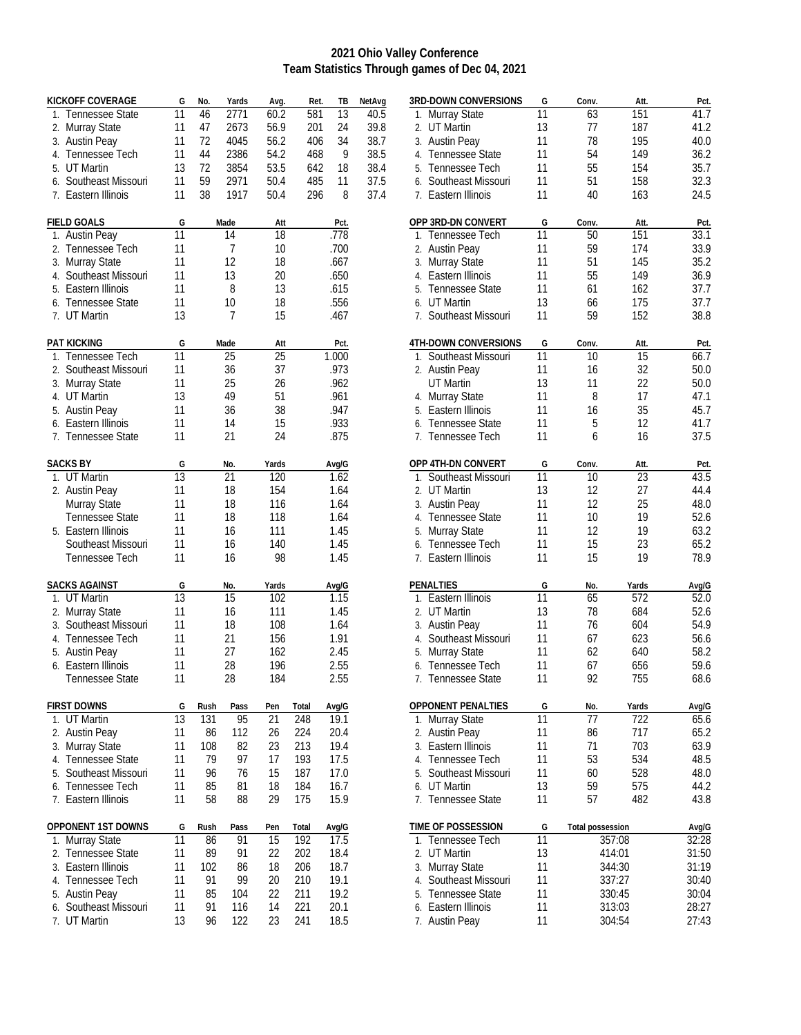# 2021 Ohio Valley Conference
## Team Statistics Through games of Dec 04, 2021

| KICKOFF COVERAGE | G | No. | Yards | Avg. | Ret. | TB | NetAvg |
|---|---|---|---|---|---|---|---|
| 1. Tennessee State | 11 | 46 | 2771 | 60.2 | 581 | 13 | 40.5 |
| 2. Murray State | 11 | 47 | 2673 | 56.9 | 201 | 24 | 39.8 |
| 3. Austin Peay | 11 | 72 | 4045 | 56.2 | 406 | 34 | 38.7 |
| 4. Tennessee Tech | 11 | 44 | 2386 | 54.2 | 468 | 9 | 38.5 |
| 5. UT Martin | 13 | 72 | 3854 | 53.5 | 642 | 18 | 38.4 |
| 6. Southeast Missouri | 11 | 59 | 2971 | 50.4 | 485 | 11 | 37.5 |
| 7. Eastern Illinois | 11 | 38 | 1917 | 50.4 | 296 | 8 | 37.4 |

| FIELD GOALS | G | Made | Att | Pct. |
|---|---|---|---|---|
| 1. Austin Peay | 11 | 14 | 18 | .778 |
| 2. Tennessee Tech | 11 | 7 | 10 | .700 |
| 3. Murray State | 11 | 12 | 18 | .667 |
| 4. Southeast Missouri | 11 | 13 | 20 | .650 |
| 5. Eastern Illinois | 11 | 8 | 13 | .615 |
| 6. Tennessee State | 11 | 10 | 18 | .556 |
| 7. UT Martin | 13 | 7 | 15 | .467 |

| PAT KICKING | G | Made | Att | Pct. |
|---|---|---|---|---|
| 1. Tennessee Tech | 11 | 25 | 25 | 1.000 |
| 2. Southeast Missouri | 11 | 36 | 37 | .973 |
| 3. Murray State | 11 | 25 | 26 | .962 |
| 4. UT Martin | 13 | 49 | 51 | .961 |
| 5. Austin Peay | 11 | 36 | 38 | .947 |
| 6. Eastern Illinois | 11 | 14 | 15 | .933 |
| 7. Tennessee State | 11 | 21 | 24 | .875 |

| SACKS BY | G | No. | Yards | Avg/G |
|---|---|---|---|---|
| 1. UT Martin | 13 | 21 | 120 | 1.62 |
| 2. Austin Peay | 11 | 18 | 154 | 1.64 |
| Murray State | 11 | 18 | 116 | 1.64 |
| Tennessee State | 11 | 18 | 118 | 1.64 |
| 5. Eastern Illinois | 11 | 16 | 111 | 1.45 |
| Southeast Missouri | 11 | 16 | 140 | 1.45 |
| Tennessee Tech | 11 | 16 | 98 | 1.45 |

| SACKS AGAINST | G | No. | Yards | Avg/G |
|---|---|---|---|---|
| 1. UT Martin | 13 | 15 | 102 | 1.15 |
| 2. Murray State | 11 | 16 | 111 | 1.45 |
| 3. Southeast Missouri | 11 | 18 | 108 | 1.64 |
| 4. Tennessee Tech | 11 | 21 | 156 | 1.91 |
| 5. Austin Peay | 11 | 27 | 162 | 2.45 |
| 6. Eastern Illinois | 11 | 28 | 196 | 2.55 |
| Tennessee State | 11 | 28 | 184 | 2.55 |

| FIRST DOWNS | G | Rush | Pass | Pen | Total | Avg/G |
|---|---|---|---|---|---|---|
| 1. UT Martin | 13 | 131 | 95 | 21 | 248 | 19.1 |
| 2. Austin Peay | 11 | 86 | 112 | 26 | 224 | 20.4 |
| 3. Murray State | 11 | 108 | 82 | 23 | 213 | 19.4 |
| 4. Tennessee State | 11 | 79 | 97 | 17 | 193 | 17.5 |
| 5. Southeast Missouri | 11 | 96 | 76 | 15 | 187 | 17.0 |
| 6. Tennessee Tech | 11 | 85 | 81 | 18 | 184 | 16.7 |
| 7. Eastern Illinois | 11 | 58 | 88 | 29 | 175 | 15.9 |

| OPPONENT 1ST DOWNS | G | Rush | Pass | Pen | Total | Avg/G |
|---|---|---|---|---|---|---|
| 1. Murray State | 11 | 86 | 91 | 15 | 192 | 17.5 |
| 2. Tennessee State | 11 | 89 | 91 | 22 | 202 | 18.4 |
| 3. Eastern Illinois | 11 | 102 | 86 | 18 | 206 | 18.7 |
| 4. Tennessee Tech | 11 | 91 | 99 | 20 | 210 | 19.1 |
| 5. Austin Peay | 11 | 85 | 104 | 22 | 211 | 19.2 |
| 6. Southeast Missouri | 11 | 91 | 116 | 14 | 221 | 20.1 |
| 7. UT Martin | 13 | 96 | 122 | 23 | 241 | 18.5 |

| 3RD-DOWN CONVERSIONS | G | Conv. | Att. | Pct. |
|---|---|---|---|---|
| 1. Murray State | 11 | 63 | 151 | 41.7 |
| 2. UT Martin | 13 | 77 | 187 | 41.2 |
| 3. Austin Peay | 11 | 78 | 195 | 40.0 |
| 4. Tennessee State | 11 | 54 | 149 | 36.2 |
| 5. Tennessee Tech | 11 | 55 | 154 | 35.7 |
| 6. Southeast Missouri | 11 | 51 | 158 | 32.3 |
| 7. Eastern Illinois | 11 | 40 | 163 | 24.5 |

| OPP 3RD-DN CONVERT | G | Conv. | Att. | Pct. |
|---|---|---|---|---|
| 1. Tennessee Tech | 11 | 50 | 151 | 33.1 |
| 2. Austin Peay | 11 | 59 | 174 | 33.9 |
| 3. Murray State | 11 | 51 | 145 | 35.2 |
| 4. Eastern Illinois | 11 | 55 | 149 | 36.9 |
| 5. Tennessee State | 11 | 61 | 162 | 37.7 |
| 6. UT Martin | 13 | 66 | 175 | 37.7 |
| 7. Southeast Missouri | 11 | 59 | 152 | 38.8 |

| 4TH-DOWN CONVERSIONS | G | Conv. | Att. | Pct. |
|---|---|---|---|---|
| 1. Southeast Missouri | 11 | 10 | 15 | 66.7 |
| 2. Austin Peay | 11 | 16 | 32 | 50.0 |
| UT Martin | 13 | 11 | 22 | 50.0 |
| 4. Murray State | 11 | 8 | 17 | 47.1 |
| 5. Eastern Illinois | 11 | 16 | 35 | 45.7 |
| 6. Tennessee State | 11 | 5 | 12 | 41.7 |
| 7. Tennessee Tech | 11 | 6 | 16 | 37.5 |

| OPP 4TH-DN CONVERT | G | Conv. | Att. | Pct. |
|---|---|---|---|---|
| 1. Southeast Missouri | 11 | 10 | 23 | 43.5 |
| 2. UT Martin | 13 | 12 | 27 | 44.4 |
| 3. Austin Peay | 11 | 12 | 25 | 48.0 |
| 4. Tennessee State | 11 | 10 | 19 | 52.6 |
| 5. Murray State | 11 | 12 | 19 | 63.2 |
| 6. Tennessee Tech | 11 | 15 | 23 | 65.2 |
| 7. Eastern Illinois | 11 | 15 | 19 | 78.9 |

| PENALTIES | G | No. | Yards | Avg/G |
|---|---|---|---|---|
| 1. Eastern Illinois | 11 | 65 | 572 | 52.0 |
| 2. UT Martin | 13 | 78 | 684 | 52.6 |
| 3. Austin Peay | 11 | 76 | 604 | 54.9 |
| 4. Southeast Missouri | 11 | 67 | 623 | 56.6 |
| 5. Murray State | 11 | 62 | 640 | 58.2 |
| 6. Tennessee Tech | 11 | 67 | 656 | 59.6 |
| 7. Tennessee State | 11 | 92 | 755 | 68.6 |

| OPPONENT PENALTIES | G | No. | Yards | Avg/G |
|---|---|---|---|---|
| 1. Murray State | 11 | 77 | 722 | 65.6 |
| 2. Austin Peay | 11 | 86 | 717 | 65.2 |
| 3. Eastern Illinois | 11 | 71 | 703 | 63.9 |
| 4. Tennessee Tech | 11 | 53 | 534 | 48.5 |
| 5. Southeast Missouri | 11 | 60 | 528 | 48.0 |
| 6. UT Martin | 13 | 59 | 575 | 44.2 |
| 7. Tennessee State | 11 | 57 | 482 | 43.8 |

| TIME OF POSSESSION | G | Total possession | Avg/G |
|---|---|---|---|
| 1. Tennessee Tech | 11 | 357:08 | 32:28 |
| 2. UT Martin | 13 | 414:01 | 31:50 |
| 3. Murray State | 11 | 344:30 | 31:19 |
| 4. Southeast Missouri | 11 | 337:27 | 30:40 |
| 5. Tennessee State | 11 | 330:45 | 30:04 |
| 6. Eastern Illinois | 11 | 313:03 | 28:27 |
| 7. Austin Peay | 11 | 304:54 | 27:43 |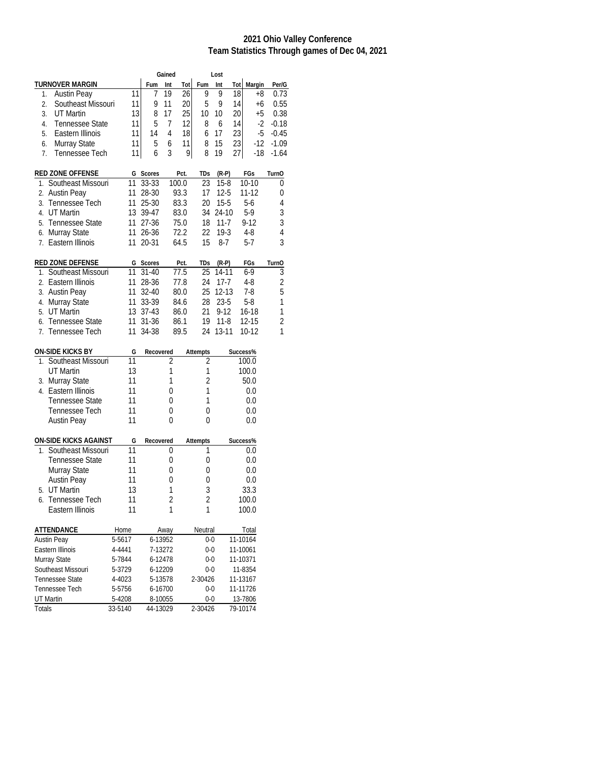# 2021 Ohio Valley Conference
## Team Statistics Through games of Dec 04, 2021

| TURNOVER MARGIN | | Gained Fum | Gained Int | Gained Tot | Lost Fum | Lost Int | Lost Tot | Margin | Per/G |
|---|---|---|---|---|---|---|---|---|---|
| 1. Austin Peay | 11 | 7 | 19 | 26 | 9 | 9 | 18 | +8 | 0.73 |
| 2. Southeast Missouri | 11 | 9 | 11 | 20 | 5 | 9 | 14 | +6 | 0.55 |
| 3. UT Martin | 13 | 8 | 17 | 25 | 10 | 10 | 20 | +5 | 0.38 |
| 4. Tennessee State | 11 | 5 | 7 | 12 | 8 | 6 | 14 | -2 | -0.18 |
| 5. Eastern Illinois | 11 | 14 | 4 | 18 | 6 | 17 | 23 | -5 | -0.45 |
| 6. Murray State | 11 | 5 | 6 | 11 | 8 | 15 | 23 | -12 | -1.09 |
| 7. Tennessee Tech | 11 | 6 | 3 | 9 | 8 | 19 | 27 | -18 | -1.64 |

| RED ZONE OFFENSE | G | Scores | Pct. | TDs | (R-P) | FGs | TurnO |
|---|---|---|---|---|---|---|---|
| 1. Southeast Missouri | 11 | 33-33 | 100.0 | 23 | 15-8 | 10-10 | 0 |
| 2. Austin Peay | 11 | 28-30 | 93.3 | 17 | 12-5 | 11-12 | 0 |
| 3. Tennessee Tech | 11 | 25-30 | 83.3 | 20 | 15-5 | 5-6 | 4 |
| 4. UT Martin | 13 | 39-47 | 83.0 | 34 | 24-10 | 5-9 | 3 |
| 5. Tennessee State | 11 | 27-36 | 75.0 | 18 | 11-7 | 9-12 | 3 |
| 6. Murray State | 11 | 26-36 | 72.2 | 22 | 19-3 | 4-8 | 4 |
| 7. Eastern Illinois | 11 | 20-31 | 64.5 | 15 | 8-7 | 5-7 | 3 |

| RED ZONE DEFENSE | G | Scores | Pct. | TDs | (R-P) | FGs | TurnO |
|---|---|---|---|---|---|---|---|
| 1. Southeast Missouri | 11 | 31-40 | 77.5 | 25 | 14-11 | 6-9 | 3 |
| 2. Eastern Illinois | 11 | 28-36 | 77.8 | 24 | 17-7 | 4-8 | 2 |
| 3. Austin Peay | 11 | 32-40 | 80.0 | 25 | 12-13 | 7-8 | 5 |
| 4. Murray State | 11 | 33-39 | 84.6 | 28 | 23-5 | 5-8 | 1 |
| 5. UT Martin | 13 | 37-43 | 86.0 | 21 | 9-12 | 16-18 | 1 |
| 6. Tennessee State | 11 | 31-36 | 86.1 | 19 | 11-8 | 12-15 | 2 |
| 7. Tennessee Tech | 11 | 34-38 | 89.5 | 24 | 13-11 | 10-12 | 1 |

| ON-SIDE KICKS BY | G | Recovered | Attempts | Success% |
|---|---|---|---|---|
| 1. Southeast Missouri | 11 | 2 | 2 | 100.0 |
| UT Martin | 13 | 1 | 1 | 100.0 |
| 3. Murray State | 11 | 1 | 2 | 50.0 |
| 4. Eastern Illinois | 11 | 0 | 1 | 0.0 |
| Tennessee State | 11 | 0 | 1 | 0.0 |
| Tennessee Tech | 11 | 0 | 0 | 0.0 |
| Austin Peay | 11 | 0 | 0 | 0.0 |

| ON-SIDE KICKS AGAINST | G | Recovered | Attempts | Success% |
|---|---|---|---|---|
| 1. Southeast Missouri | 11 | 0 | 1 | 0.0 |
| Tennessee State | 11 | 0 | 0 | 0.0 |
| Murray State | 11 | 0 | 0 | 0.0 |
| Austin Peay | 11 | 0 | 0 | 0.0 |
| 5. UT Martin | 13 | 1 | 3 | 33.3 |
| 6. Tennessee Tech | 11 | 2 | 2 | 100.0 |
| Eastern Illinois | 11 | 1 | 1 | 100.0 |

| ATTENDANCE | Home | Away | Neutral | Total |
|---|---|---|---|---|
| Austin Peay | 5-5617 | 6-13952 | 0-0 | 11-10164 |
| Eastern Illinois | 4-4441 | 7-13272 | 0-0 | 11-10061 |
| Murray State | 5-7844 | 6-12478 | 0-0 | 11-10371 |
| Southeast Missouri | 5-3729 | 6-12209 | 0-0 | 11-8354 |
| Tennessee State | 4-4023 | 5-13578 | 2-30426 | 11-13167 |
| Tennessee Tech | 5-5756 | 6-16700 | 0-0 | 11-11726 |
| UT Martin | 5-4208 | 8-10055 | 0-0 | 13-7806 |
| Totals | 33-5140 | 44-13029 | 2-30426 | 79-10174 |